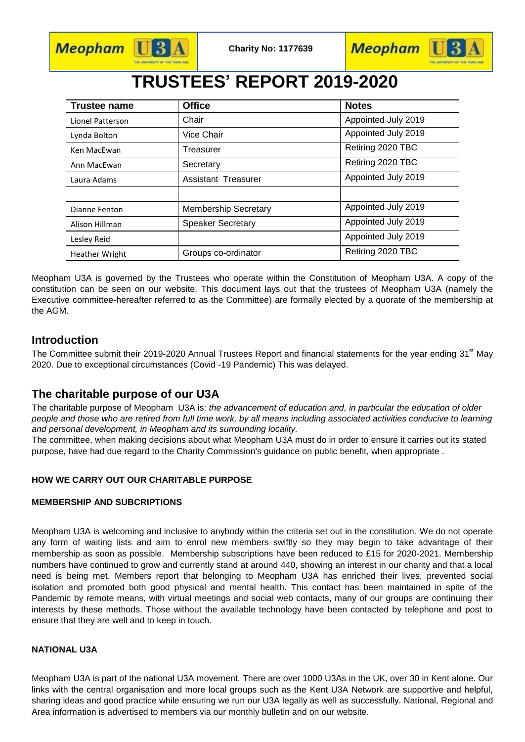Meopham U3A | Charity No: 1177639 | Meopham U3A

# TRUSTEES' REPORT 2019-2020

| Trustee name | Office | Notes |
|---|---|---|
| Lionel Patterson | Chair | Appointed July 2019 |
| Lynda Bolton | Vice Chair | Appointed July 2019 |
| Ken MacEwan | Treasurer | Retiring 2020 TBC |
| Ann MacEwan | Secretary | Retiring 2020 TBC |
| Laura Adams | Assistant Treasurer | Appointed July 2019 |
| | | |
| Dianne Fenton | Membership Secretary | Appointed July 2019 |
| Alison Hillman | Speaker Secretary | Appointed July 2019 |
| Lesley Reid | | Appointed July 2019 |
| Heather Wright | Groups co-ordinator | Retiring 2020 TBC |

Meopham U3A is governed by the Trustees who operate within the Constitution of Meopham U3A. A copy of the constitution can be seen on our website. This document lays out that the trustees of Meopham U3A (namely the Executive committee-hereafter referred to as the Committee) are formally elected by a quorate of the membership at the AGM.

## Introduction

The Committee submit their 2019-2020 Annual Trustees Report and financial statements for the year ending 31st May 2020. Due to exceptional circumstances (Covid -19 Pandemic) This was delayed.

## The charitable purpose of our U3A

The charitable purpose of Meopham U3A is: *the advancement of education and, in particular the education of older people and those who are retired from full time work, by all means including associated activities conducive to learning and personal development, in Meopham and its surrounding locality.*

The committee, when making decisions about what Meopham U3A must do in order to ensure it carries out its stated purpose, have had due regard to the Charity Commission's guidance on public benefit, when appropriate .

### HOW WE CARRY OUT OUR CHARITABLE PURPOSE

### MEMBERSHIP AND SUBCRIPTIONS

Meopham U3A is welcoming and inclusive to anybody within the criteria set out in the constitution. We do not operate any form of waiting lists and aim to enrol new members swiftly so they may begin to take advantage of their membership as soon as possible. Membership subscriptions have been reduced to £15 for 2020-2021. Membership numbers have continued to grow and currently stand at around 440, showing an interest in our charity and that a local need is being met. Members report that belonging to Meopham U3A has enriched their lives, prevented social isolation and promoted both good physical and mental health. This contact has been maintained in spite of the Pandemic by remote means, with virtual meetings and social web contacts, many of our groups are continuing their interests by these methods. Those without the available technology have been contacted by telephone and post to ensure that they are well and to keep in touch.

### NATIONAL U3A

Meopham U3A is part of the national U3A movement. There are over 1000 U3As in the UK, over 30 in Kent alone. Our links with the central organisation and more local groups such as the Kent U3A Network are supportive and helpful, sharing ideas and good practice while ensuring we run our U3A legally as well as successfully. National, Regional and Area information is advertised to members via our monthly bulletin and on our website.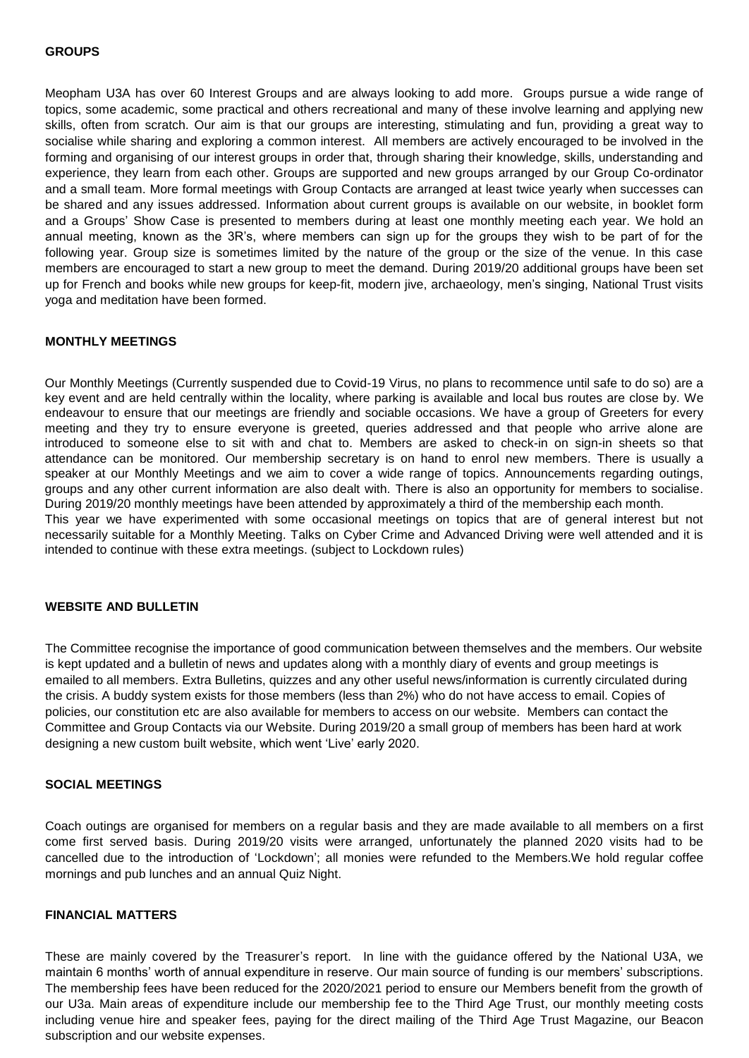## GROUPS

Meopham U3A has over 60 Interest Groups and are always looking to add more. Groups pursue a wide range of topics, some academic, some practical and others recreational and many of these involve learning and applying new skills, often from scratch. Our aim is that our groups are interesting, stimulating and fun, providing a great way to socialise while sharing and exploring a common interest. All members are actively encouraged to be involved in the forming and organising of our interest groups in order that, through sharing their knowledge, skills, understanding and experience, they learn from each other. Groups are supported and new groups arranged by our Group Co-ordinator and a small team. More formal meetings with Group Contacts are arranged at least twice yearly when successes can be shared and any issues addressed. Information about current groups is available on our website, in booklet form and a Groups' Show Case is presented to members during at least one monthly meeting each year. We hold an annual meeting, known as the 3R's, where members can sign up for the groups they wish to be part of for the following year. Group size is sometimes limited by the nature of the group or the size of the venue. In this case members are encouraged to start a new group to meet the demand. During 2019/20 additional groups have been set up for French and books while new groups for keep-fit, modern jive, archaeology, men's singing, National Trust visits yoga and meditation have been formed.

## MONTHLY MEETINGS

Our Monthly Meetings (Currently suspended due to Covid-19 Virus, no plans to recommence until safe to do so) are a key event and are held centrally within the locality, where parking is available and local bus routes are close by. We endeavour to ensure that our meetings are friendly and sociable occasions. We have a group of Greeters for every meeting and they try to ensure everyone is greeted, queries addressed and that people who arrive alone are introduced to someone else to sit with and chat to. Members are asked to check-in on sign-in sheets so that attendance can be monitored. Our membership secretary is on hand to enrol new members. There is usually a speaker at our Monthly Meetings and we aim to cover a wide range of topics. Announcements regarding outings, groups and any other current information are also dealt with. There is also an opportunity for members to socialise. During 2019/20 monthly meetings have been attended by approximately a third of the membership each month.
This year we have experimented with some occasional meetings on topics that are of general interest but not necessarily suitable for a Monthly Meeting. Talks on Cyber Crime and Advanced Driving were well attended and it is intended to continue with these extra meetings. (subject to Lockdown rules)

## WEBSITE AND BULLETIN

The Committee recognise the importance of good communication between themselves and the members. Our website is kept updated and a bulletin of news and updates along with a monthly diary of events and group meetings is emailed to all members. Extra Bulletins, quizzes and any other useful news/information is currently circulated during the crisis. A buddy system exists for those members (less than 2%) who do not have access to email. Copies of policies, our constitution etc are also available for members to access on our website. Members can contact the Committee and Group Contacts via our Website. During 2019/20 a small group of members has been hard at work designing a new custom built website, which went 'Live' early 2020.

## SOCIAL MEETINGS

Coach outings are organised for members on a regular basis and they are made available to all members on a first come first served basis. During 2019/20 visits were arranged, unfortunately the planned 2020 visits had to be cancelled due to the introduction of 'Lockdown'; all monies were refunded to the Members.We hold regular coffee mornings and pub lunches and an annual Quiz Night.

## FINANCIAL MATTERS

These are mainly covered by the Treasurer's report. In line with the guidance offered by the National U3A, we maintain 6 months' worth of annual expenditure in reserve. Our main source of funding is our members' subscriptions. The membership fees have been reduced for the 2020/2021 period to ensure our Members benefit from the growth of our U3a. Main areas of expenditure include our membership fee to the Third Age Trust, our monthly meeting costs including venue hire and speaker fees, paying for the direct mailing of the Third Age Trust Magazine, our Beacon subscription and our website expenses.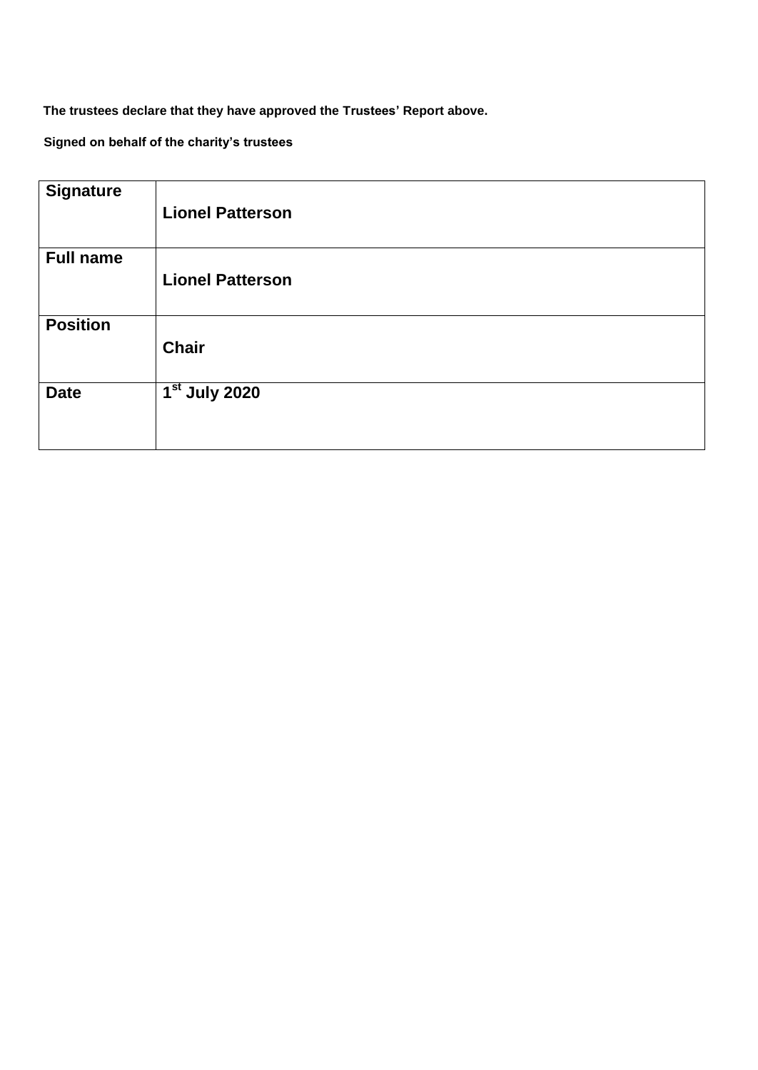**The trustees declare that they have approved the Trustees' Report above.**

**Signed on behalf of the charity's trustees**

| | |
|---|---|
| **Signature** | **Lionel Patterson** |
| **Full name** | **Lionel Patterson** |
| **Position** | **Chair** |
| **Date** | **1st July 2020** |